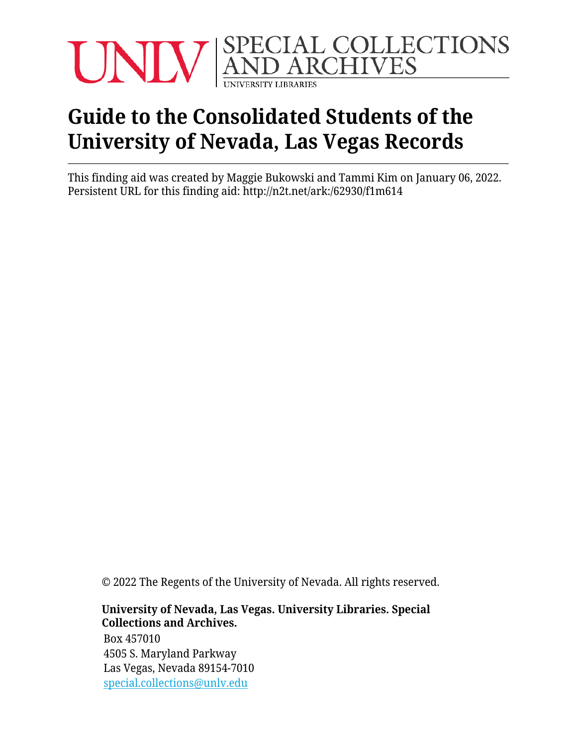UNLV SPECIAL COLLECTIONS AND ARCHIVES
UNIVERSITY LIBRARIES

# Guide to the Consolidated Students of the University of Nevada, Las Vegas Records

This finding aid was created by Maggie Bukowski and Tammi Kim on January 06, 2022.
Persistent URL for this finding aid: http://n2t.net/ark:/62930/f1m614

© 2022 The Regents of the University of Nevada. All rights reserved.

**University of Nevada, Las Vegas. University Libraries. Special Collections and Archives.**

Box 457010
4505 S. Maryland Parkway
Las Vegas, Nevada 89154-7010
special.collections@unlv.edu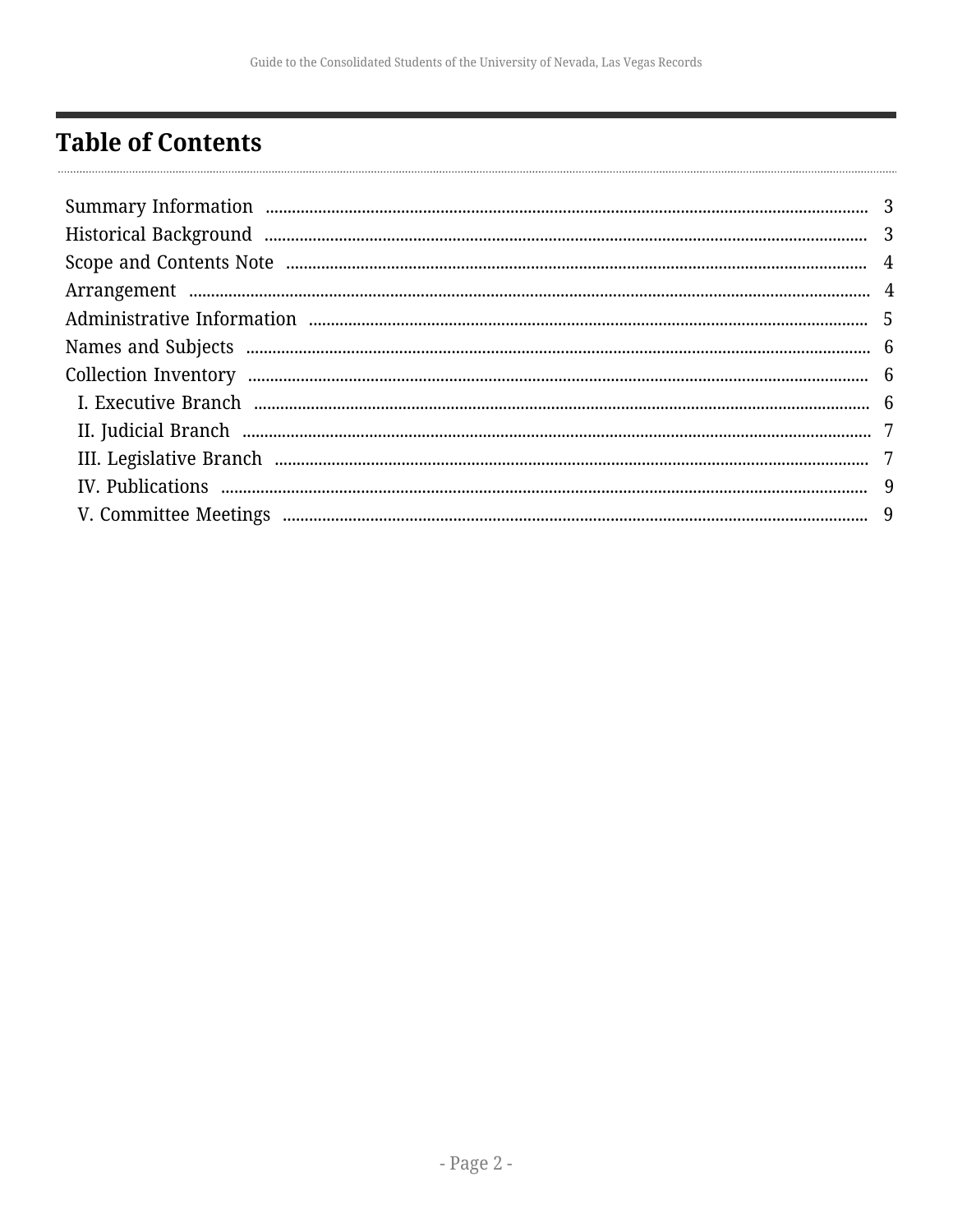# Table of Contents

- Summary Information ... 3
- Historical Background ... 3
- Scope and Contents Note ... 4
- Arrangement ... 4
- Administrative Information ... 5
- Names and Subjects ... 6
- Collection Inventory ... 6
  - I. Executive Branch ... 6
  - II. Judicial Branch ... 7
  - III. Legislative Branch ... 7
  - IV. Publications ... 9
  - V. Committee Meetings ... 9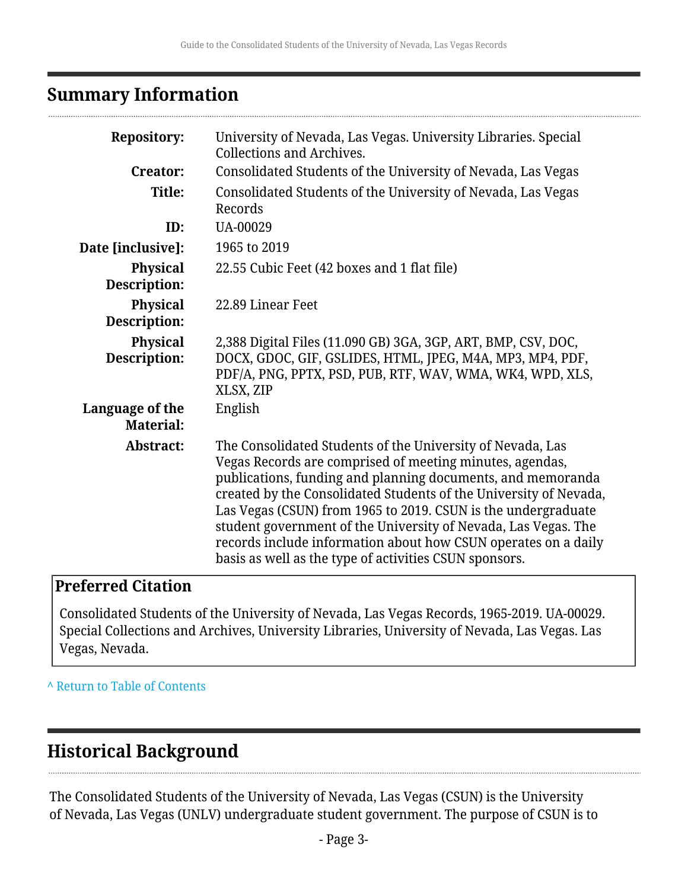## Summary Information

| | |
|---|---|
| **Repository:** | University of Nevada, Las Vegas. University Libraries. Special Collections and Archives. |
| **Creator:** | Consolidated Students of the University of Nevada, Las Vegas |
| **Title:** | Consolidated Students of the University of Nevada, Las Vegas Records |
| **ID:** | UA-00029 |
| **Date [inclusive]:** | 1965 to 2019 |
| **Physical Description:** | 22.55 Cubic Feet (42 boxes and 1 flat file) |
| **Physical Description:** | 22.89 Linear Feet |
| **Physical Description:** | 2,388 Digital Files (11.090 GB) 3GA, 3GP, ART, BMP, CSV, DOC, DOCX, GDOC, GIF, GSLIDES, HTML, JPEG, M4A, MP3, MP4, PDF, PDF/A, PNG, PPTX, PSD, PUB, RTF, WAV, WMA, WK4, WPD, XLS, XLSX, ZIP |
| **Language of the Material:** | English |
| **Abstract:** | The Consolidated Students of the University of Nevada, Las Vegas Records are comprised of meeting minutes, agendas, publications, funding and planning documents, and memoranda created by the Consolidated Students of the University of Nevada, Las Vegas (CSUN) from 1965 to 2019. CSUN is the undergraduate student government of the University of Nevada, Las Vegas. The records include information about how CSUN operates on a daily basis as well as the type of activities CSUN sponsors. |

### Preferred Citation

Consolidated Students of the University of Nevada, Las Vegas Records, 1965-2019. UA-00029. Special Collections and Archives, University Libraries, University of Nevada, Las Vegas. Las Vegas, Nevada.

^ Return to Table of Contents

## Historical Background

The Consolidated Students of the University of Nevada, Las Vegas (CSUN) is the University of Nevada, Las Vegas (UNLV) undergraduate student government. The purpose of CSUN is to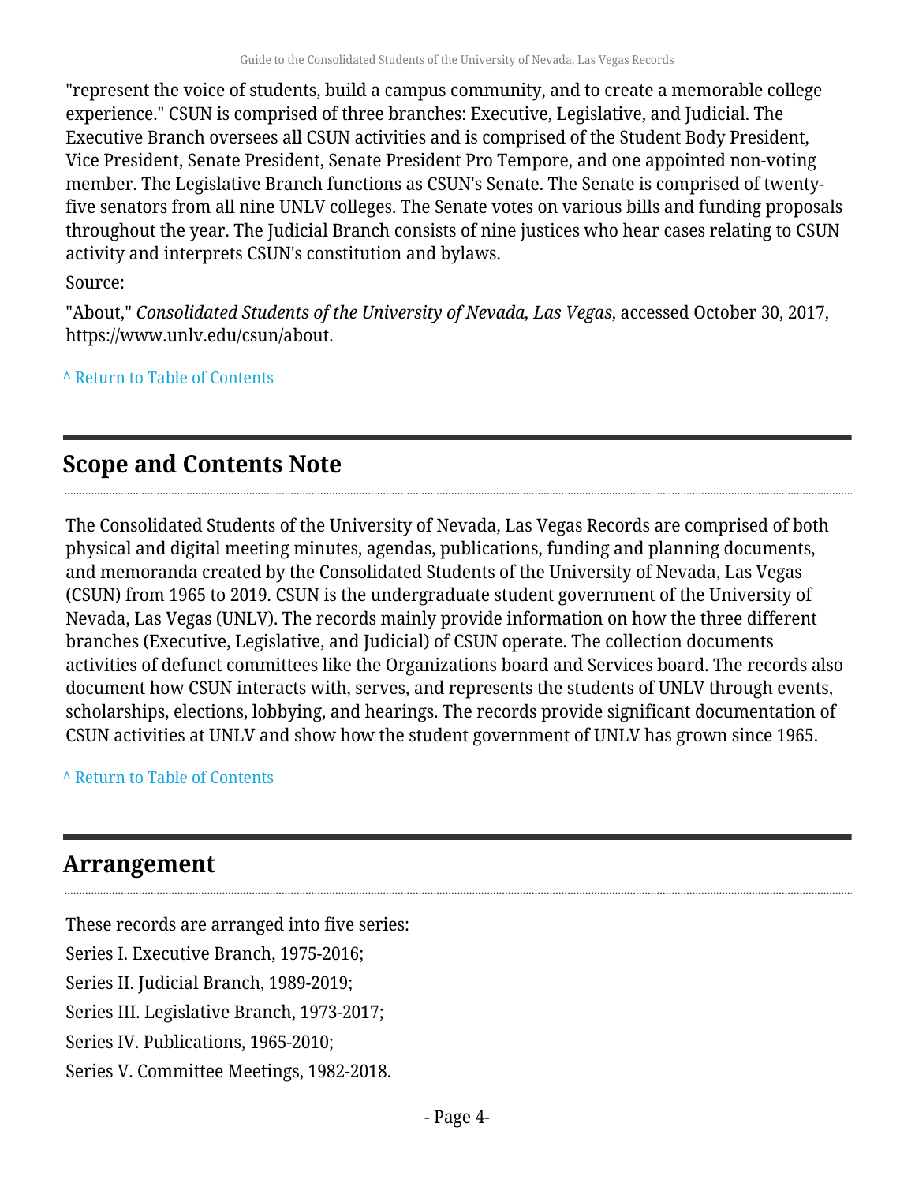"represent the voice of students, build a campus community, and to create a memorable college experience." CSUN is comprised of three branches: Executive, Legislative, and Judicial. The Executive Branch oversees all CSUN activities and is comprised of the Student Body President, Vice President, Senate President, Senate President Pro Tempore, and one appointed non-voting member. The Legislative Branch functions as CSUN's Senate. The Senate is comprised of twenty-five senators from all nine UNLV colleges. The Senate votes on various bills and funding proposals throughout the year. The Judicial Branch consists of nine justices who hear cases relating to CSUN activity and interprets CSUN's constitution and bylaws.

Source:

"About," *Consolidated Students of the University of Nevada, Las Vegas*, accessed October 30, 2017, https://www.unlv.edu/csun/about.

^ Return to Table of Contents

## Scope and Contents Note

The Consolidated Students of the University of Nevada, Las Vegas Records are comprised of both physical and digital meeting minutes, agendas, publications, funding and planning documents, and memoranda created by the Consolidated Students of the University of Nevada, Las Vegas (CSUN) from 1965 to 2019. CSUN is the undergraduate student government of the University of Nevada, Las Vegas (UNLV). The records mainly provide information on how the three different branches (Executive, Legislative, and Judicial) of CSUN operate. The collection documents activities of defunct committees like the Organizations board and Services board. The records also document how CSUN interacts with, serves, and represents the students of UNLV through events, scholarships, elections, lobbying, and hearings. The records provide significant documentation of CSUN activities at UNLV and show how the student government of UNLV has grown since 1965.

^ Return to Table of Contents

## Arrangement

These records are arranged into five series:

Series I. Executive Branch, 1975-2016;

Series II. Judicial Branch, 1989-2019;

Series III. Legislative Branch, 1973-2017;

Series IV. Publications, 1965-2010;

Series V. Committee Meetings, 1982-2018.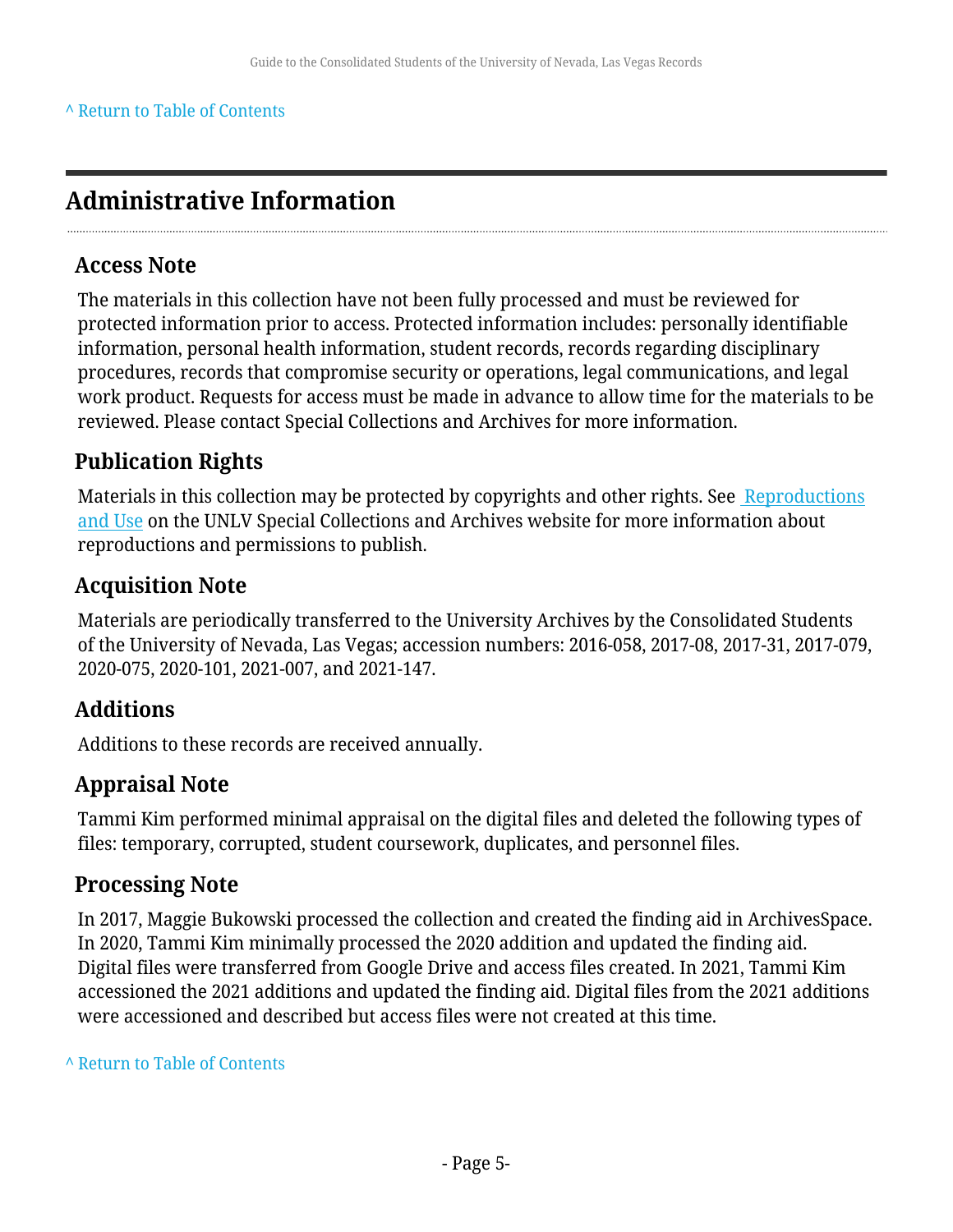^ Return to Table of Contents

## Administrative Information

### Access Note

The materials in this collection have not been fully processed and must be reviewed for protected information prior to access. Protected information includes: personally identifiable information, personal health information, student records, records regarding disciplinary procedures, records that compromise security or operations, legal communications, and legal work product. Requests for access must be made in advance to allow time for the materials to be reviewed. Please contact Special Collections and Archives for more information.

### Publication Rights

Materials in this collection may be protected by copyrights and other rights. See Reproductions and Use on the UNLV Special Collections and Archives website for more information about reproductions and permissions to publish.

### Acquisition Note

Materials are periodically transferred to the University Archives by the Consolidated Students of the University of Nevada, Las Vegas; accession numbers: 2016-058, 2017-08, 2017-31, 2017-079, 2020-075, 2020-101, 2021-007, and 2021-147.

### Additions

Additions to these records are received annually.

### Appraisal Note

Tammi Kim performed minimal appraisal on the digital files and deleted the following types of files: temporary, corrupted, student coursework, duplicates, and personnel files.

### Processing Note

In 2017, Maggie Bukowski processed the collection and created the finding aid in ArchivesSpace. In 2020, Tammi Kim minimally processed the 2020 addition and updated the finding aid. Digital files were transferred from Google Drive and access files created. In 2021, Tammi Kim accessioned the 2021 additions and updated the finding aid. Digital files from the 2021 additions were accessioned and described but access files were not created at this time.

^ Return to Table of Contents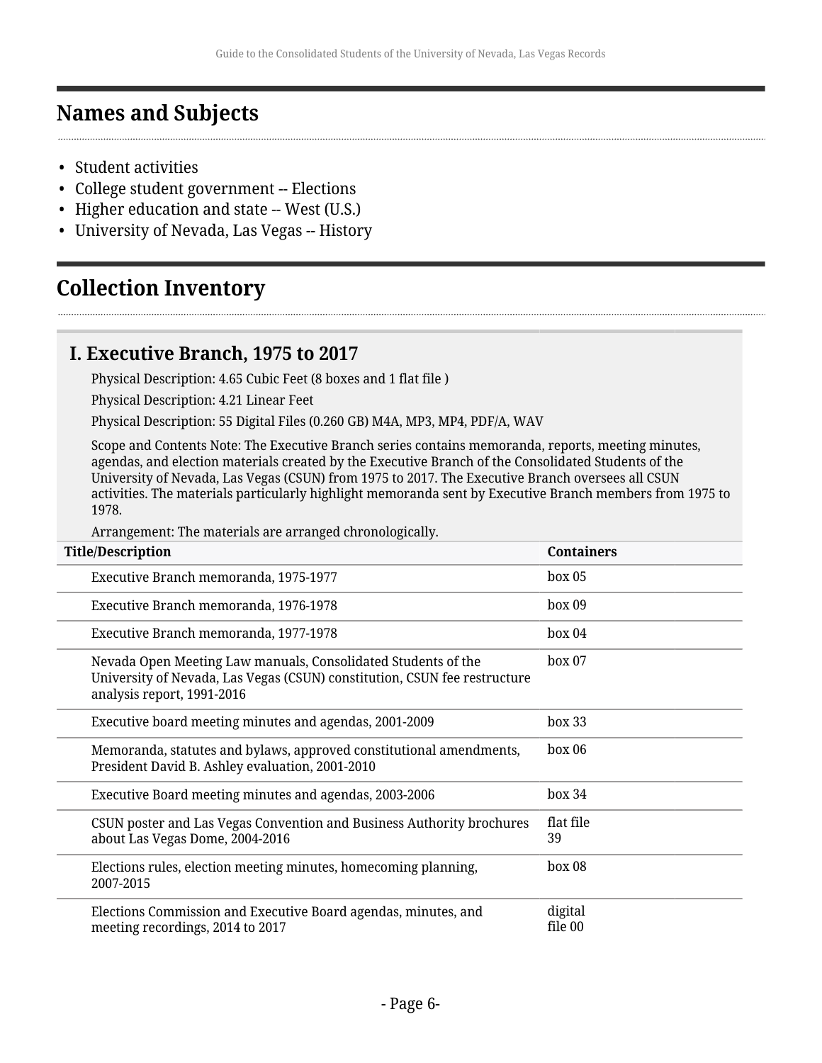## Names and Subjects

- Student activities
- College student government -- Elections
- Higher education and state -- West (U.S.)
- University of Nevada, Las Vegas -- History

## Collection Inventory

### I. Executive Branch, 1975 to 2017

Physical Description: 4.65 Cubic Feet (8 boxes and 1 flat file )

Physical Description: 4.21 Linear Feet

Physical Description: 55 Digital Files (0.260 GB) M4A, MP3, MP4, PDF/A, WAV

Scope and Contents Note: The Executive Branch series contains memoranda, reports, meeting minutes, agendas, and election materials created by the Executive Branch of the Consolidated Students of the University of Nevada, Las Vegas (CSUN) from 1975 to 2017. The Executive Branch oversees all CSUN activities. The materials particularly highlight memoranda sent by Executive Branch members from 1975 to 1978.

Arrangement: The materials are arranged chronologically.

| Title/Description | Containers |
|---|---|
| Executive Branch memoranda, 1975-1977 | box 05 |
| Executive Branch memoranda, 1976-1978 | box 09 |
| Executive Branch memoranda, 1977-1978 | box 04 |
| Nevada Open Meeting Law manuals, Consolidated Students of the University of Nevada, Las Vegas (CSUN) constitution, CSUN fee restructure analysis report, 1991-2016 | box 07 |
| Executive board meeting minutes and agendas, 2001-2009 | box 33 |
| Memoranda, statutes and bylaws, approved constitutional amendments, President David B. Ashley evaluation, 2001-2010 | box 06 |
| Executive Board meeting minutes and agendas, 2003-2006 | box 34 |
| CSUN poster and Las Vegas Convention and Business Authority brochures about Las Vegas Dome, 2004-2016 | flat file 39 |
| Elections rules, election meeting minutes, homecoming planning, 2007-2015 | box 08 |
| Elections Commission and Executive Board agendas, minutes, and meeting recordings, 2014 to 2017 | digital file 00 |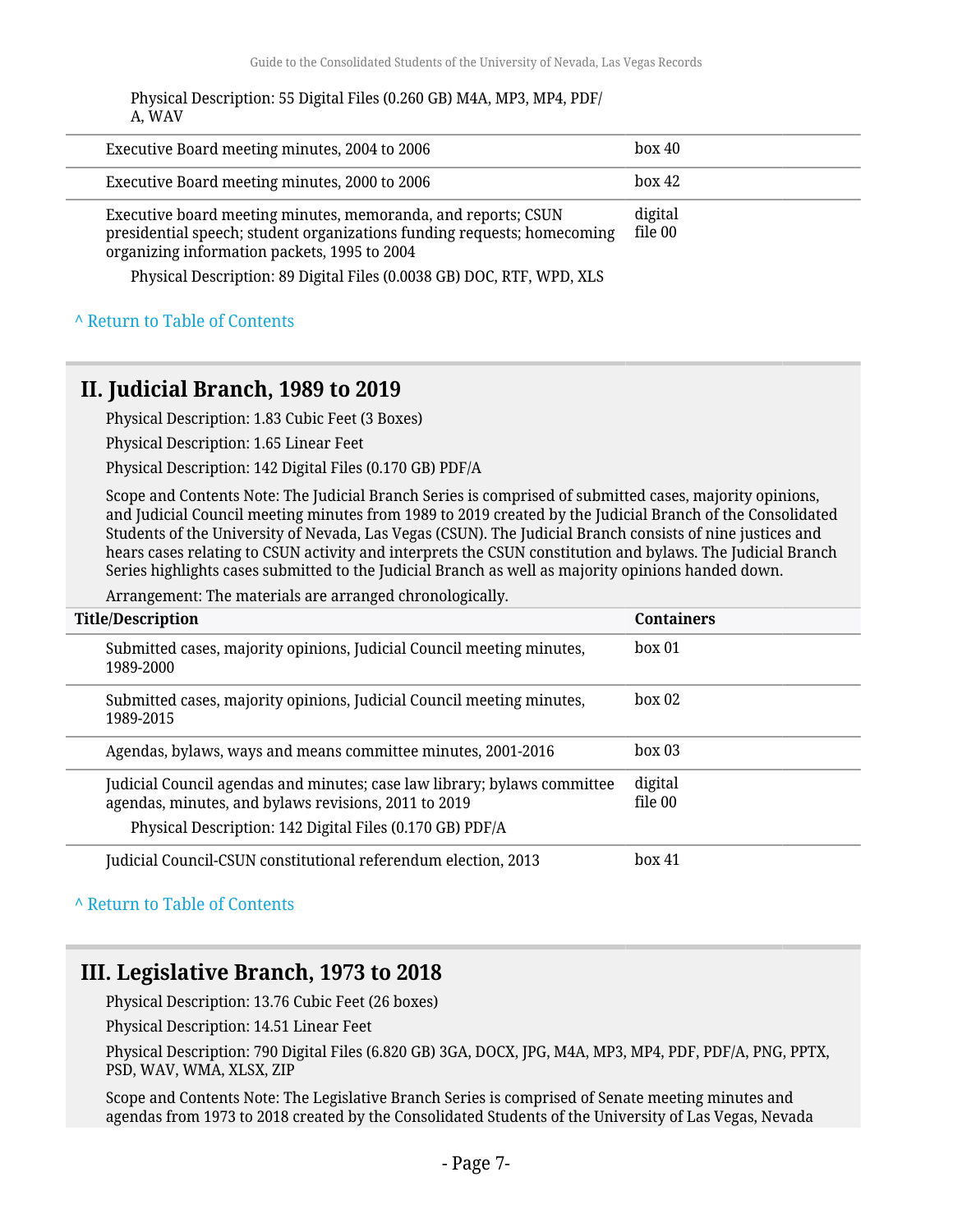Physical Description: 55 Digital Files (0.260 GB) M4A, MP3, MP4, PDF/A, WAV

| Title/Description | Containers |
| --- | --- |
| Executive Board meeting minutes, 2004 to 2006 | box 40 |
| Executive Board meeting minutes, 2000 to 2006 | box 42 |
| Executive board meeting minutes, memoranda, and reports; CSUN presidential speech; student organizations funding requests; homecoming organizing information packets, 1995 to 2004<br>Physical Description: 89 Digital Files (0.0038 GB) DOC, RTF, WPD, XLS | digital file 00 |

^ Return to Table of Contents

## II. Judicial Branch, 1989 to 2019

Physical Description: 1.83 Cubic Feet (3 Boxes)

Physical Description: 1.65 Linear Feet

Physical Description: 142 Digital Files (0.170 GB) PDF/A

Scope and Contents Note: The Judicial Branch Series is comprised of submitted cases, majority opinions, and Judicial Council meeting minutes from 1989 to 2019 created by the Judicial Branch of the Consolidated Students of the University of Nevada, Las Vegas (CSUN). The Judicial Branch consists of nine justices and hears cases relating to CSUN activity and interprets the CSUN constitution and bylaws. The Judicial Branch Series highlights cases submitted to the Judicial Branch as well as majority opinions handed down.

Arrangement: The materials are arranged chronologically.

| Title/Description | Containers |
| --- | --- |
| Submitted cases, majority opinions, Judicial Council meeting minutes, 1989-2000 | box 01 |
| Submitted cases, majority opinions, Judicial Council meeting minutes, 1989-2015 | box 02 |
| Agendas, bylaws, ways and means committee minutes, 2001-2016 | box 03 |
| Judicial Council agendas and minutes; case law library; bylaws committee agendas, minutes, and bylaws revisions, 2011 to 2019<br>Physical Description: 142 Digital Files (0.170 GB) PDF/A | digital file 00 |
| Judicial Council-CSUN constitutional referendum election, 2013 | box 41 |

^ Return to Table of Contents

## III. Legislative Branch, 1973 to 2018

Physical Description: 13.76 Cubic Feet (26 boxes)

Physical Description: 14.51 Linear Feet

Physical Description: 790 Digital Files (6.820 GB) 3GA, DOCX, JPG, M4A, MP3, MP4, PDF, PDF/A, PNG, PPTX, PSD, WAV, WMA, XLSX, ZIP

Scope and Contents Note: The Legislative Branch Series is comprised of Senate meeting minutes and agendas from 1973 to 2018 created by the Consolidated Students of the University of Las Vegas, Nevada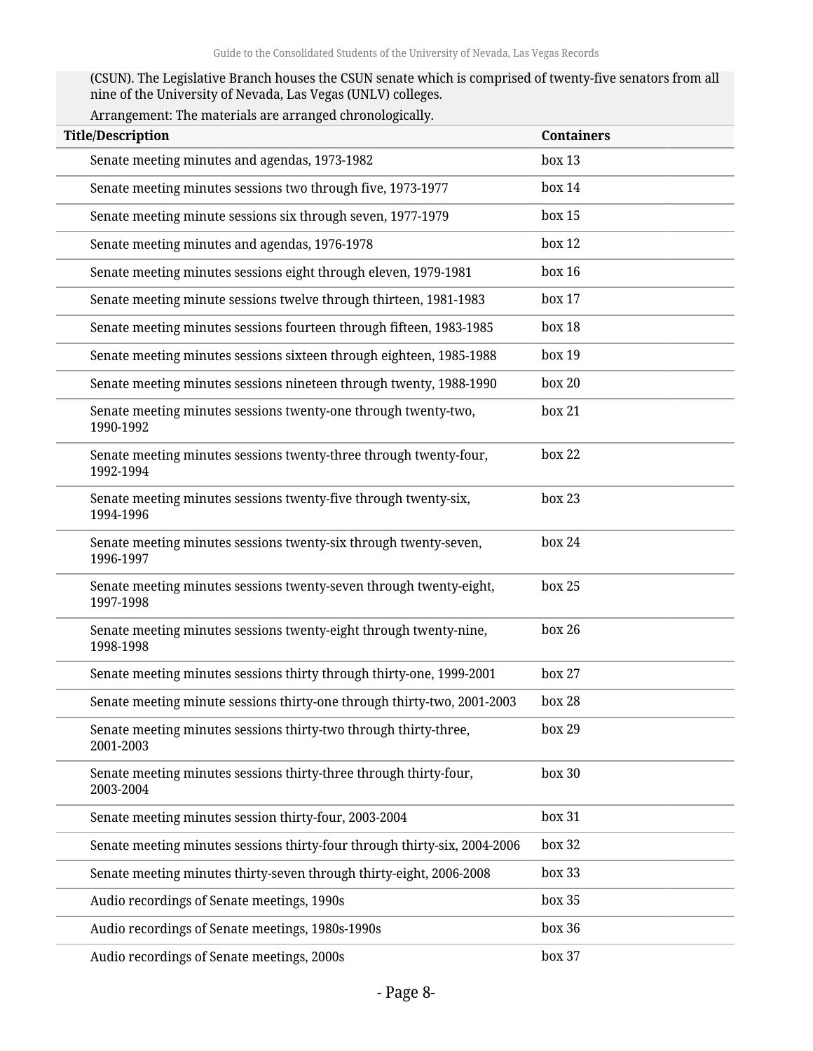(CSUN). The Legislative Branch houses the CSUN senate which is comprised of twenty-five senators from all nine of the University of Nevada, Las Vegas (UNLV) colleges.

Arrangement: The materials are arranged chronologically.

| Title/Description | Containers |
| --- | --- |
| Senate meeting minutes and agendas, 1973-1982 | box 13 |
| Senate meeting minutes sessions two through five, 1973-1977 | box 14 |
| Senate meeting minute sessions six through seven, 1977-1979 | box 15 |
| Senate meeting minutes and agendas, 1976-1978 | box 12 |
| Senate meeting minutes sessions eight through eleven, 1979-1981 | box 16 |
| Senate meeting minute sessions twelve through thirteen, 1981-1983 | box 17 |
| Senate meeting minutes sessions fourteen through fifteen, 1983-1985 | box 18 |
| Senate meeting minutes sessions sixteen through eighteen, 1985-1988 | box 19 |
| Senate meeting minutes sessions nineteen through twenty, 1988-1990 | box 20 |
| Senate meeting minutes sessions twenty-one through twenty-two, 1990-1992 | box 21 |
| Senate meeting minutes sessions twenty-three through twenty-four, 1992-1994 | box 22 |
| Senate meeting minutes sessions twenty-five through twenty-six, 1994-1996 | box 23 |
| Senate meeting minutes sessions twenty-six through twenty-seven, 1996-1997 | box 24 |
| Senate meeting minutes sessions twenty-seven through twenty-eight, 1997-1998 | box 25 |
| Senate meeting minutes sessions twenty-eight through twenty-nine, 1998-1998 | box 26 |
| Senate meeting minutes sessions thirty through thirty-one, 1999-2001 | box 27 |
| Senate meeting minute sessions thirty-one through thirty-two, 2001-2003 | box 28 |
| Senate meeting minutes sessions thirty-two through thirty-three, 2001-2003 | box 29 |
| Senate meeting minutes sessions thirty-three through thirty-four, 2003-2004 | box 30 |
| Senate meeting minutes session thirty-four, 2003-2004 | box 31 |
| Senate meeting minutes sessions thirty-four through thirty-six, 2004-2006 | box 32 |
| Senate meeting minutes thirty-seven through thirty-eight, 2006-2008 | box 33 |
| Audio recordings of Senate meetings, 1990s | box 35 |
| Audio recordings of Senate meetings, 1980s-1990s | box 36 |
| Audio recordings of Senate meetings, 2000s | box 37 |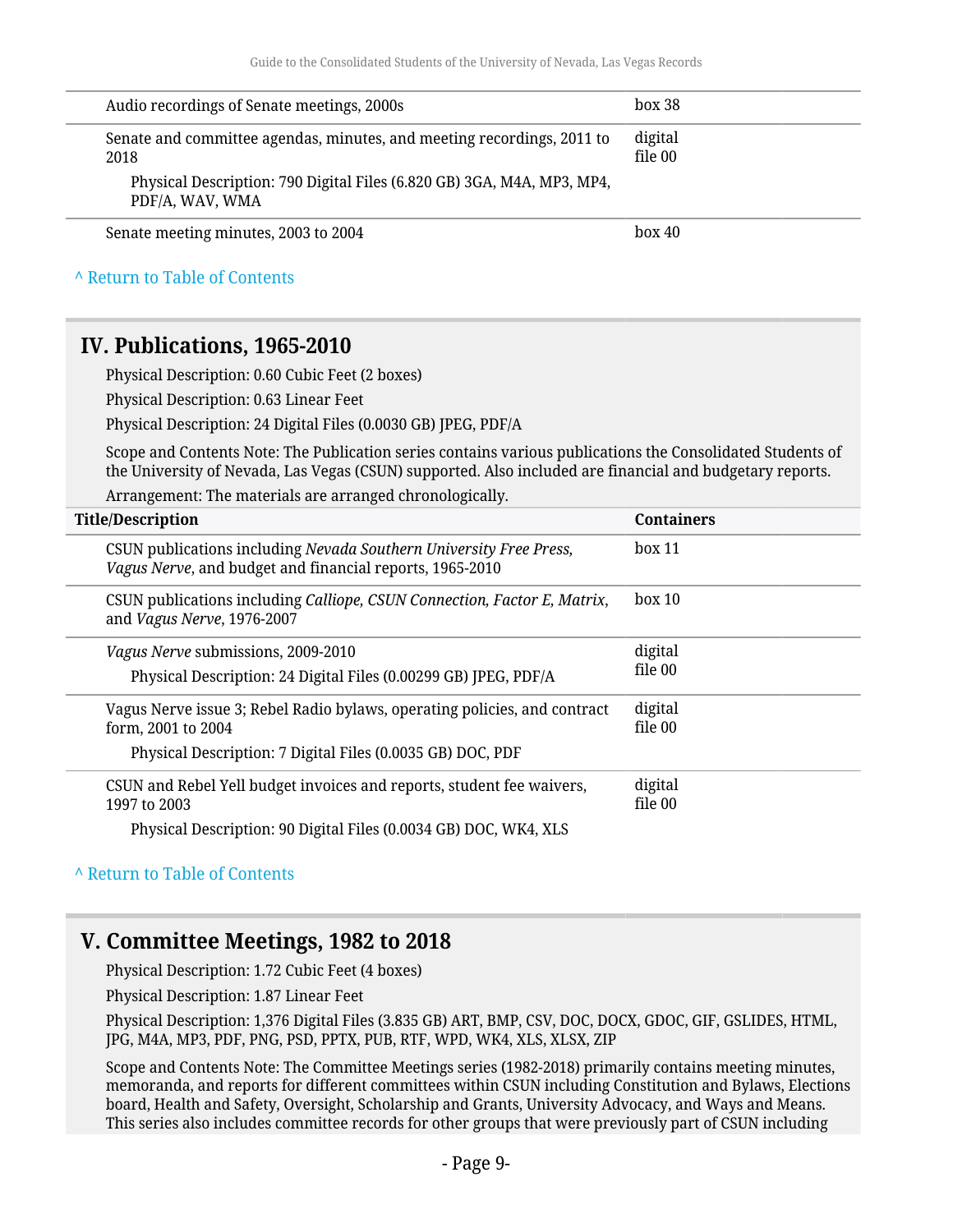| Title/Description | Containers |
|---|---|
| Audio recordings of Senate meetings, 2000s | box 38 |
| Senate and committee agendas, minutes, and meeting recordings, 2011 to 2018<br>Physical Description: 790 Digital Files (6.820 GB) 3GA, M4A, MP3, MP4, PDF/A, WAV, WMA | digital file 00 |
| Senate meeting minutes, 2003 to 2004 | box 40 |

^ Return to Table of Contents

## IV. Publications, 1965-2010

Physical Description: 0.60 Cubic Feet (2 boxes)

Physical Description: 0.63 Linear Feet

Physical Description: 24 Digital Files (0.0030 GB) JPEG, PDF/A

Scope and Contents Note: The Publication series contains various publications the Consolidated Students of the University of Nevada, Las Vegas (CSUN) supported. Also included are financial and budgetary reports.

Arrangement: The materials are arranged chronologically.

| Title/Description | Containers |
|---|---|
| CSUN publications including *Nevada Southern University Free Press*, *Vagus Nerve*, and budget and financial reports, 1965-2010 | box 11 |
| CSUN publications including *Calliope, CSUN Connection, Factor E, Matrix*, and *Vagus Nerve*, 1976-2007 | box 10 |
| *Vagus Nerve* submissions, 2009-2010<br>Physical Description: 24 Digital Files (0.00299 GB) JPEG, PDF/A | digital file 00 |
| Vagus Nerve issue 3; Rebel Radio bylaws, operating policies, and contract form, 2001 to 2004<br>Physical Description: 7 Digital Files (0.0035 GB) DOC, PDF | digital file 00 |
| CSUN and Rebel Yell budget invoices and reports, student fee waivers, 1997 to 2003<br>Physical Description: 90 Digital Files (0.0034 GB) DOC, WK4, XLS | digital file 00 |

^ Return to Table of Contents

## V. Committee Meetings, 1982 to 2018

Physical Description: 1.72 Cubic Feet (4 boxes)

Physical Description: 1.87 Linear Feet

Physical Description: 1,376 Digital Files (3.835 GB) ART, BMP, CSV, DOC, DOCX, GDOC, GIF, GSLIDES, HTML, JPG, M4A, MP3, PDF, PNG, PSD, PPTX, PUB, RTF, WPD, WK4, XLS, XLSX, ZIP

Scope and Contents Note: The Committee Meetings series (1982-2018) primarily contains meeting minutes, memoranda, and reports for different committees within CSUN including Constitution and Bylaws, Elections board, Health and Safety, Oversight, Scholarship and Grants, University Advocacy, and Ways and Means. This series also includes committee records for other groups that were previously part of CSUN including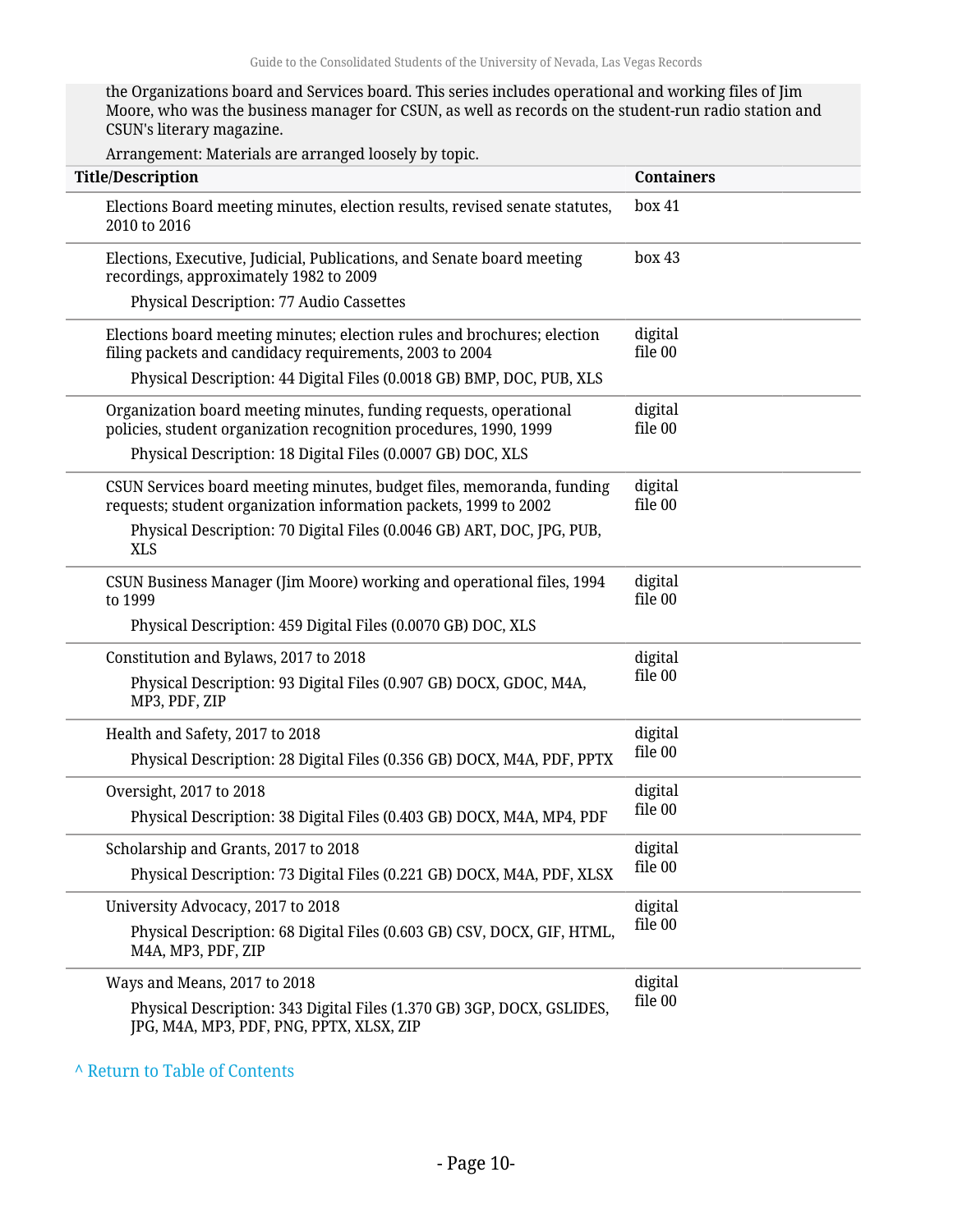the Organizations board and Services board. This series includes operational and working files of Jim Moore, who was the business manager for CSUN, as well as records on the student-run radio station and CSUN's literary magazine.

Arrangement: Materials are arranged loosely by topic.

| Title/Description | Containers |
| --- | --- |
| Elections Board meeting minutes, election results, revised senate statutes, 2010 to 2016 | box 41 |
| Elections, Executive, Judicial, Publications, and Senate board meeting recordings, approximately 1982 to 2009<br><br>Physical Description: 77 Audio Cassettes | box 43 |
| Elections board meeting minutes; election rules and brochures; election filing packets and candidacy requirements, 2003 to 2004<br><br>Physical Description: 44 Digital Files (0.0018 GB) BMP, DOC, PUB, XLS | digital file 00 |
| Organization board meeting minutes, funding requests, operational policies, student organization recognition procedures, 1990, 1999<br><br>Physical Description: 18 Digital Files (0.0007 GB) DOC, XLS | digital file 00 |
| CSUN Services board meeting minutes, budget files, memoranda, funding requests; student organization information packets, 1999 to 2002<br><br>Physical Description: 70 Digital Files (0.0046 GB) ART, DOC, JPG, PUB, XLS | digital file 00 |
| CSUN Business Manager (Jim Moore) working and operational files, 1994 to 1999<br><br>Physical Description: 459 Digital Files (0.0070 GB) DOC, XLS | digital file 00 |
| Constitution and Bylaws, 2017 to 2018<br><br>Physical Description: 93 Digital Files (0.907 GB) DOCX, GDOC, M4A, MP3, PDF, ZIP | digital file 00 |
| Health and Safety, 2017 to 2018<br><br>Physical Description: 28 Digital Files (0.356 GB) DOCX, M4A, PDF, PPTX | digital file 00 |
| Oversight, 2017 to 2018<br><br>Physical Description: 38 Digital Files (0.403 GB) DOCX, M4A, MP4, PDF | digital file 00 |
| Scholarship and Grants, 2017 to 2018<br><br>Physical Description: 73 Digital Files (0.221 GB) DOCX, M4A, PDF, XLSX | digital file 00 |
| University Advocacy, 2017 to 2018<br><br>Physical Description: 68 Digital Files (0.603 GB) CSV, DOCX, GIF, HTML, M4A, MP3, PDF, ZIP | digital file 00 |
| Ways and Means, 2017 to 2018<br><br>Physical Description: 343 Digital Files (1.370 GB) 3GP, DOCX, GSLIDES, JPG, M4A, MP3, PDF, PNG, PPTX, XLSX, ZIP | digital file 00 |

^ Return to Table of Contents